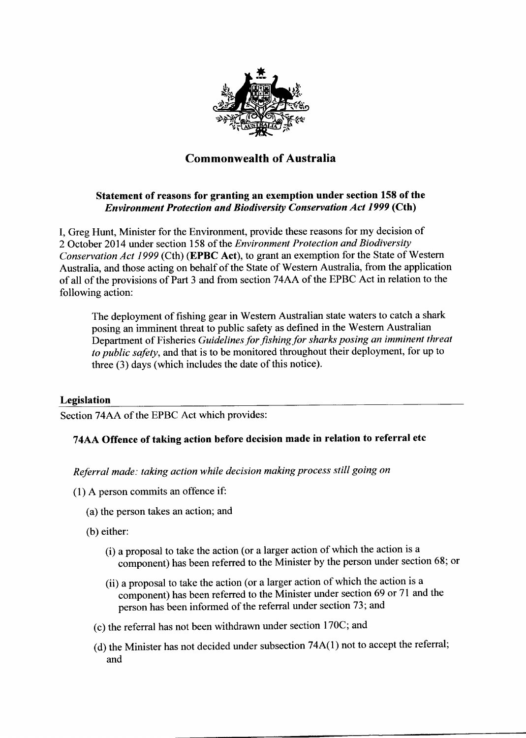# Commonwealth of Australia

### Statement of reasons for granting an exemption under section 158 of the *Environment Protection and Biodiversity Conservation Act 1999* (Cth)

I, Greg Hunt, Minister for the Environment, provide these reasons for my decision of 2 October 2014 under section 158 of the *Environment Protection and Biodiversity Conservation Act 1999* (Cth) (**EPBC Act**), to grant an exemption for the State of Western Australia, and those acting on behalf of the State of Western Australia, from the application of all of the provisions of Part 3 and from section 74AA of the EPBC Act in relation to the following action:

> The deployment of fishing gear in Western Australian state waters to catch a shark posing an imminent threat to public safety as defined in the Western Australian Department of Fisheries *Guidelines for fishing for sharks posing an imminent threat to public safety*, and that is to be monitored throughout their deployment, for up to three (3) days (which includes the date of this notice).

## Legislation

Section 74AA of the EPBC Act which provides:

### 74AA Offence of taking action before decision made in relation to referral etc

*Referral made: taking action while decision making process still going on*

(1) A person commits an offence if:

(a) the person takes an action; and

(b) either:

(i) a proposal to take the action (or a larger action of which the action is a component) has been referred to the Minister by the person under section 68; or

(ii) a proposal to take the action (or a larger action of which the action is a component) has been referred to the Minister under section 69 or 71 and the person has been informed of the referral under section 73; and

(c) the referral has not been withdrawn under section 170C; and

(d) the Minister has not decided under subsection 74A(1) not to accept the referral; and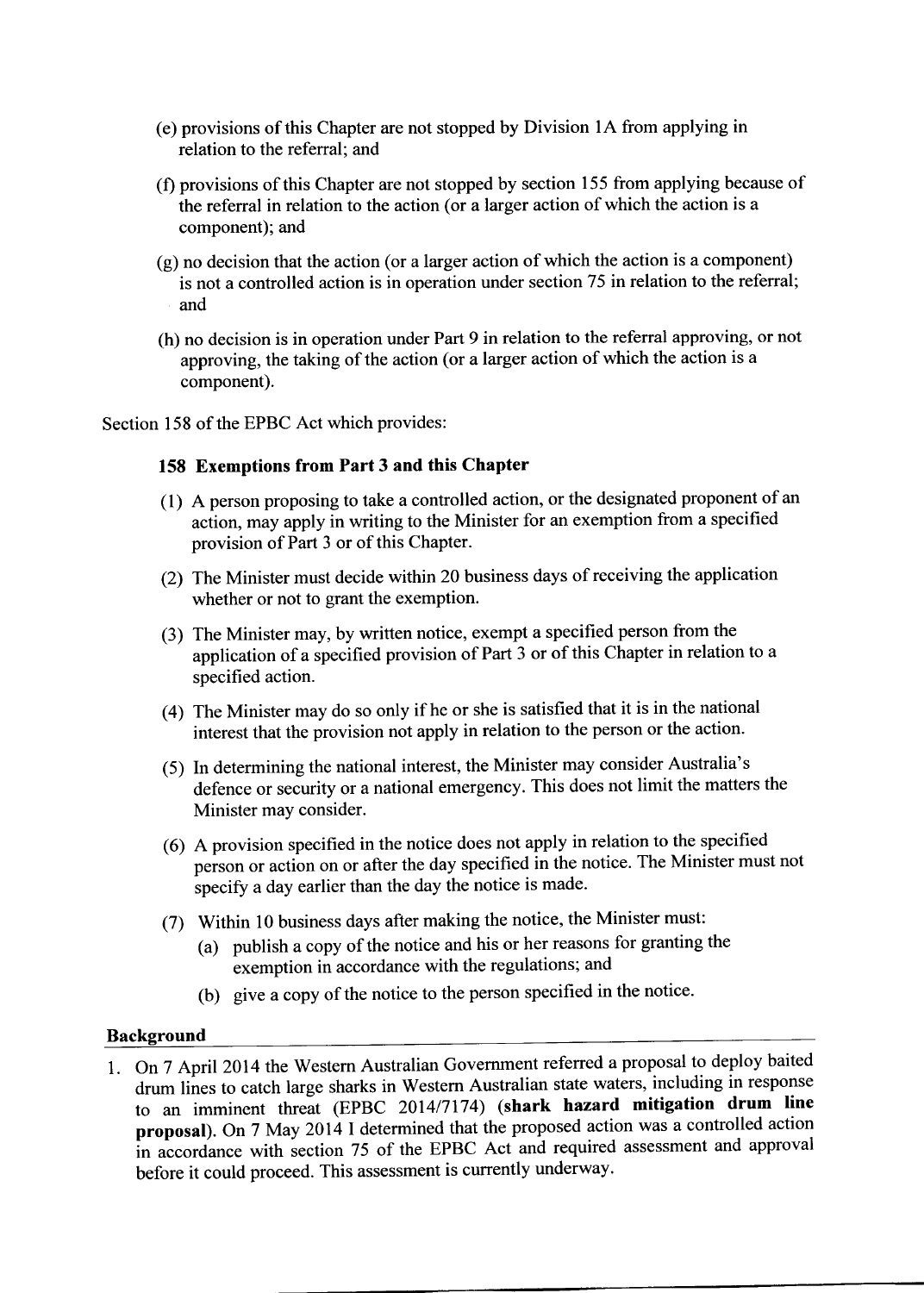(e) provisions of this Chapter are not stopped by Division 1A from applying in relation to the referral; and

(f) provisions of this Chapter are not stopped by section 155 from applying because of the referral in relation to the action (or a larger action of which the action is a component); and

(g) no decision that the action (or a larger action of which the action is a component) is not a controlled action is in operation under section 75 in relation to the referral; and

(h) no decision is in operation under Part 9 in relation to the referral approving, or not approving, the taking of the action (or a larger action of which the action is a component).

Section 158 of the EPBC Act which provides:

**158 Exemptions from Part 3 and this Chapter**

(1) A person proposing to take a controlled action, or the designated proponent of an action, may apply in writing to the Minister for an exemption from a specified provision of Part 3 or of this Chapter.

(2) The Minister must decide within 20 business days of receiving the application whether or not to grant the exemption.

(3) The Minister may, by written notice, exempt a specified person from the application of a specified provision of Part 3 or of this Chapter in relation to a specified action.

(4) The Minister may do so only if he or she is satisfied that it is in the national interest that the provision not apply in relation to the person or the action.

(5) In determining the national interest, the Minister may consider Australia's defence or security or a national emergency. This does not limit the matters the Minister may consider.

(6) A provision specified in the notice does not apply in relation to the specified person or action on or after the day specified in the notice. The Minister must not specify a day earlier than the day the notice is made.

(7) Within 10 business days after making the notice, the Minister must:
   (a) publish a copy of the notice and his or her reasons for granting the exemption in accordance with the regulations; and
   (b) give a copy of the notice to the person specified in the notice.

## Background

1. On 7 April 2014 the Western Australian Government referred a proposal to deploy baited drum lines to catch large sharks in Western Australian state waters, including in response to an imminent threat (EPBC 2014/7174) (**shark hazard mitigation drum line proposal**). On 7 May 2014 I determined that the proposed action was a controlled action in accordance with section 75 of the EPBC Act and required assessment and approval before it could proceed. This assessment is currently underway.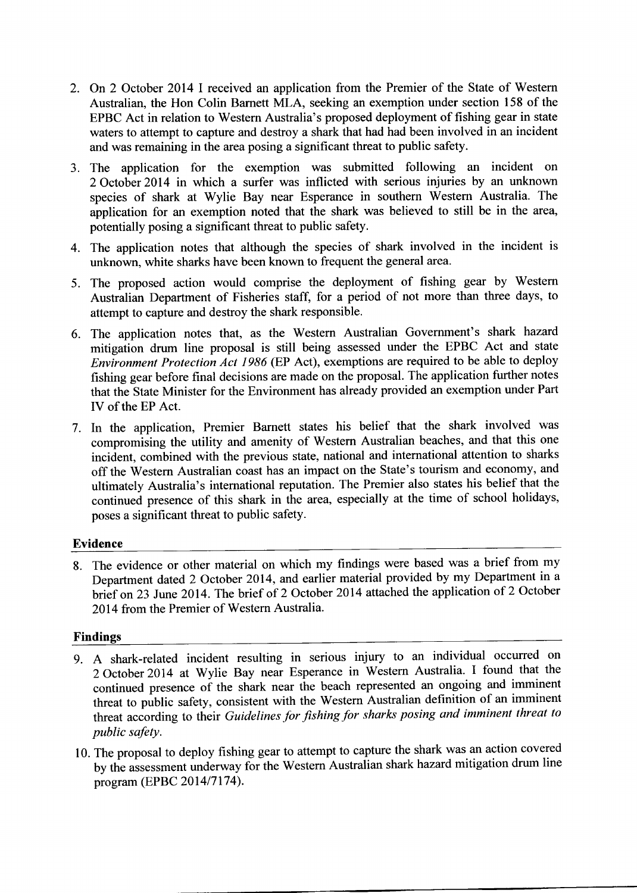2. On 2 October 2014 I received an application from the Premier of the State of Western Australian, the Hon Colin Barnett MLA, seeking an exemption under section 158 of the EPBC Act in relation to Western Australia's proposed deployment of fishing gear in state waters to attempt to capture and destroy a shark that had had been involved in an incident and was remaining in the area posing a significant threat to public safety.

3. The application for the exemption was submitted following an incident on 2 October 2014 in which a surfer was inflicted with serious injuries by an unknown species of shark at Wylie Bay near Esperance in southern Western Australia. The application for an exemption noted that the shark was believed to still be in the area, potentially posing a significant threat to public safety.

4. The application notes that although the species of shark involved in the incident is unknown, white sharks have been known to frequent the general area.

5. The proposed action would comprise the deployment of fishing gear by Western Australian Department of Fisheries staff, for a period of not more than three days, to attempt to capture and destroy the shark responsible.

6. The application notes that, as the Western Australian Government's shark hazard mitigation drum line proposal is still being assessed under the EPBC Act and state *Environment Protection Act 1986* (EP Act), exemptions are required to be able to deploy fishing gear before final decisions are made on the proposal. The application further notes that the State Minister for the Environment has already provided an exemption under Part IV of the EP Act.

7. In the application, Premier Barnett states his belief that the shark involved was compromising the utility and amenity of Western Australian beaches, and that this one incident, combined with the previous state, national and international attention to sharks off the Western Australian coast has an impact on the State's tourism and economy, and ultimately Australia's international reputation. The Premier also states his belief that the continued presence of this shark in the area, especially at the time of school holidays, poses a significant threat to public safety.

## Evidence

8. The evidence or other material on which my findings were based was a brief from my Department dated 2 October 2014, and earlier material provided by my Department in a brief on 23 June 2014. The brief of 2 October 2014 attached the application of 2 October 2014 from the Premier of Western Australia.

## Findings

9. A shark-related incident resulting in serious injury to an individual occurred on 2 October 2014 at Wylie Bay near Esperance in Western Australia. I found that the continued presence of the shark near the beach represented an ongoing and imminent threat to public safety, consistent with the Western Australian definition of an imminent threat according to their *Guidelines for fishing for sharks posing and imminent threat to public safety*.

10. The proposal to deploy fishing gear to attempt to capture the shark was an action covered by the assessment underway for the Western Australian shark hazard mitigation drum line program (EPBC 2014/7174).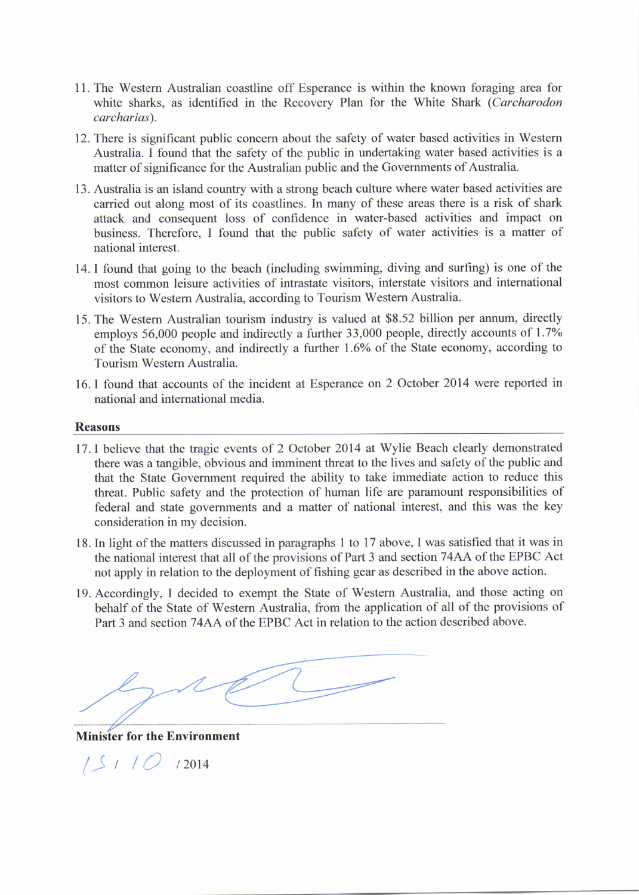11. The Western Australian coastline off Esperance is within the known foraging area for white sharks, as identified in the Recovery Plan for the White Shark (*Carcharodon carcharias*).

12. There is significant public concern about the safety of water based activities in Western Australia. I found that the safety of the public in undertaking water based activities is a matter of significance for the Australian public and the Governments of Australia.

13. Australia is an island country with a strong beach culture where water based activities are carried out along most of its coastlines. In many of these areas there is a risk of shark attack and consequent loss of confidence in water-based activities and impact on business. Therefore, I found that the public safety of water activities is a matter of national interest.

14. I found that going to the beach (including swimming, diving and surfing) is one of the most common leisure activities of intrastate visitors, interstate visitors and international visitors to Western Australia, according to Tourism Western Australia.

15. The Western Australian tourism industry is valued at $8.52 billion per annum, directly employs 56,000 people and indirectly a further 33,000 people, directly accounts of 1.7% of the State economy, and indirectly a further 1.6% of the State economy, according to Tourism Western Australia.

16. I found that accounts of the incident at Esperance on 2 October 2014 were reported in national and international media.

## Reasons

17. I believe that the tragic events of 2 October 2014 at Wylie Beach clearly demonstrated there was a tangible, obvious and imminent threat to the lives and safety of the public and that the State Government required the ability to take immediate action to reduce this threat. Public safety and the protection of human life are paramount responsibilities of federal and state governments and a matter of national interest, and this was the key consideration in my decision.

18. In light of the matters discussed in paragraphs 1 to 17 above, I was satisfied that it was in the national interest that all of the provisions of Part 3 and section 74AA of the EPBC Act not apply in relation to the deployment of fishing gear as described in the above action.

19. Accordingly, I decided to exempt the State of Western Australia, and those acting on behalf of the State of Western Australia, from the application of all of the provisions of Part 3 and section 74AA of the EPBC Act in relation to the action described above.

**Minister for the Environment**

15 / 10 / 2014